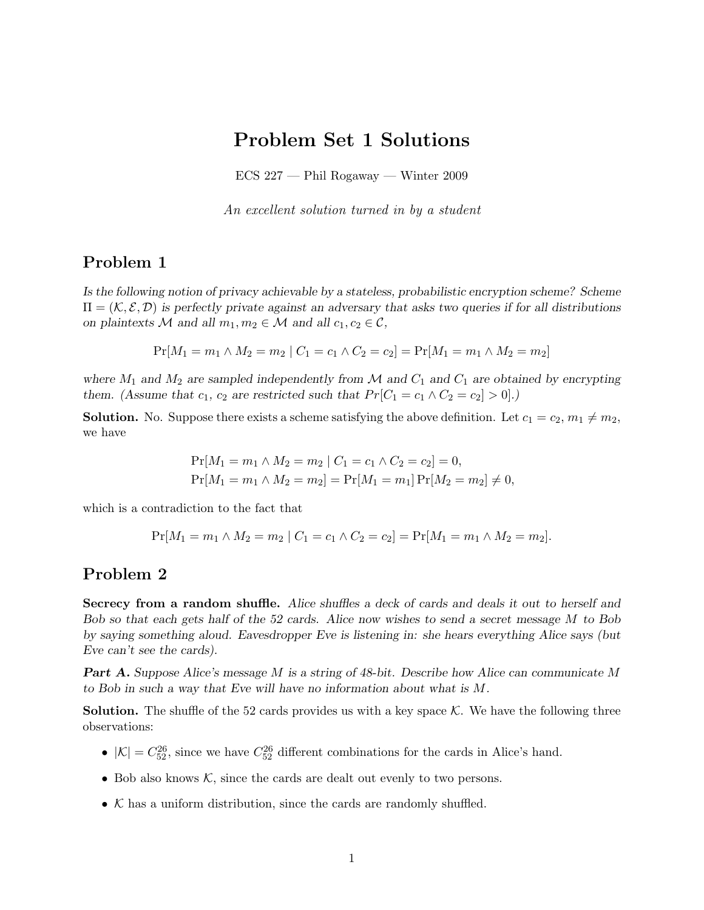# Problem Set 1 Solutions

ECS 227 — Phil Rogaway — Winter 2009

*An excellent solution turned in by a student*

## Problem 1

*Is the following notion of privacy achievable by a stateless, probabilistic encryption scheme? Scheme $\Pi = (\mathcal{K}, \mathcal{E}, \mathcal{D})$ is perfectly private against an adversary that asks two queries if for all distributions on plaintexts $\mathcal{M}$ and all $m_1, m_2 \in \mathcal{M}$ and all $c_1, c_2 \in \mathcal{C}$,*

$$\Pr[M_1 = m_1 \wedge M_2 = m_2 \mid C_1 = c_1 \wedge C_2 = c_2] = \Pr[M_1 = m_1 \wedge M_2 = m_2]$$

*where $M_1$ and $M_2$ are sampled independently from $\mathcal{M}$ and $C_1$ and $C_1$ are obtained by encrypting them. (Assume that $c_1$, $c_2$ are restricted such that $Pr[C_1 = c_1 \wedge C_2 = c_2] > 0$].)*

**Solution.** No. Suppose there exists a scheme satisfying the above definition. Let $c_1 = c_2$, $m_1 \neq m_2$, we have

$$\Pr[M_1 = m_1 \wedge M_2 = m_2 \mid C_1 = c_1 \wedge C_2 = c_2] = 0,$$
$$\Pr[M_1 = m_1 \wedge M_2 = m_2] = \Pr[M_1 = m_1]\Pr[M_2 = m_2] \neq 0,$$

which is a contradiction to the fact that

$$\Pr[M_1 = m_1 \wedge M_2 = m_2 \mid C_1 = c_1 \wedge C_2 = c_2] = \Pr[M_1 = m_1 \wedge M_2 = m_2].$$

## Problem 2

**Secrecy from a random shuffle.** *Alice shuffles a deck of cards and deals it out to herself and Bob so that each gets half of the 52 cards. Alice now wishes to send a secret message $M$ to Bob by saying something aloud. Eavesdropper Eve is listening in: she hears everything Alice says (but Eve can't see the cards).*

***Part A.*** *Suppose Alice's message $M$ is a string of 48-bit. Describe how Alice can communicate $M$ to Bob in such a way that Eve will have no information about what is $M$.*

**Solution.** The shuffle of the 52 cards provides us with a key space $\mathcal{K}$. We have the following three observations:

- $|\mathcal{K}| = C_{52}^{26}$, since we have $C_{52}^{26}$ different combinations for the cards in Alice's hand.
- Bob also knows $\mathcal{K}$, since the cards are dealt out evenly to two persons.
- $\mathcal{K}$ has a uniform distribution, since the cards are randomly shuffled.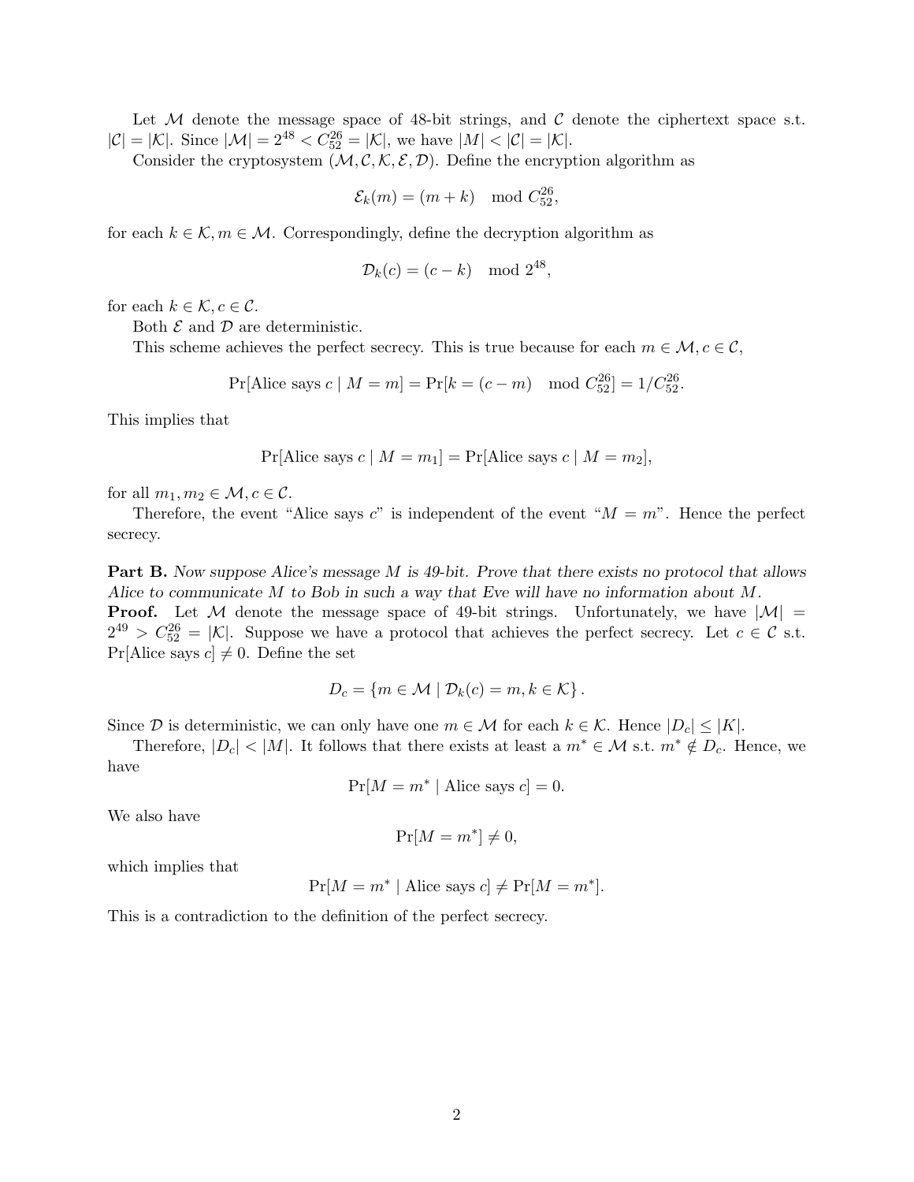Let $\mathcal{M}$ denote the message space of 48-bit strings, and $\mathcal{C}$ denote the ciphertext space s.t. $|\mathcal{C}| = |\mathcal{K}|$. Since $|\mathcal{M}| = 2^{48} < C_{52}^{26} = |\mathcal{K}|$, we have $|M| < |\mathcal{C}| = |\mathcal{K}|$.

Consider the cryptosystem $(\mathcal{M}, \mathcal{C}, \mathcal{K}, \mathcal{E}, \mathcal{D})$. Define the encryption algorithm as

$$\mathcal{E}_k(m) = (m + k) \mod C_{52}^{26},$$

for each $k \in \mathcal{K}, m \in \mathcal{M}$. Correspondingly, define the decryption algorithm as

$$\mathcal{D}_k(c) = (c - k) \mod 2^{48},$$

for each $k \in \mathcal{K}, c \in \mathcal{C}$.

Both $\mathcal{E}$ and $\mathcal{D}$ are deterministic.

This scheme achieves the perfect secrecy. This is true because for each $m \in \mathcal{M}, c \in \mathcal{C}$,

$$\Pr[\text{Alice says } c \mid M = m] = \Pr[k = (c - m) \mod C_{52}^{26}] = 1/C_{52}^{26}.$$

This implies that

$$\Pr[\text{Alice says } c \mid M = m_1] = \Pr[\text{Alice says } c \mid M = m_2],$$

for all $m_1, m_2 \in \mathcal{M}, c \in \mathcal{C}$.

Therefore, the event "Alice says $c$" is independent of the event "$M = m$". Hence the perfect secrecy.

**Part B.** *Now suppose Alice's message $M$ is 49-bit. Prove that there exists no protocol that allows Alice to communicate $M$ to Bob in such a way that Eve will have no information about $M$.*

**Proof.** Let $\mathcal{M}$ denote the message space of 49-bit strings. Unfortunately, we have $|\mathcal{M}| = 2^{49} > C_{52}^{26} = |\mathcal{K}|$. Suppose we have a protocol that achieves the perfect secrecy. Let $c \in \mathcal{C}$ s.t. $\Pr[\text{Alice says } c] \neq 0$. Define the set

$$D_c = \{m \in \mathcal{M} \mid \mathcal{D}_k(c) = m, k \in \mathcal{K}\}.$$

Since $\mathcal{D}$ is deterministic, we can only have one $m \in \mathcal{M}$ for each $k \in \mathcal{K}$. Hence $|D_c| \leq |K|$.

Therefore, $|D_c| < |M|$. It follows that there exists at least a $m^* \in \mathcal{M}$ s.t. $m^* \notin D_c$. Hence, we have

$$\Pr[M = m^* \mid \text{Alice says } c] = 0.$$

We also have

$$\Pr[M = m^*] \neq 0,$$

which implies that

$$\Pr[M = m^* \mid \text{Alice says } c] \neq \Pr[M = m^*].$$

This is a contradiction to the definition of the perfect secrecy.